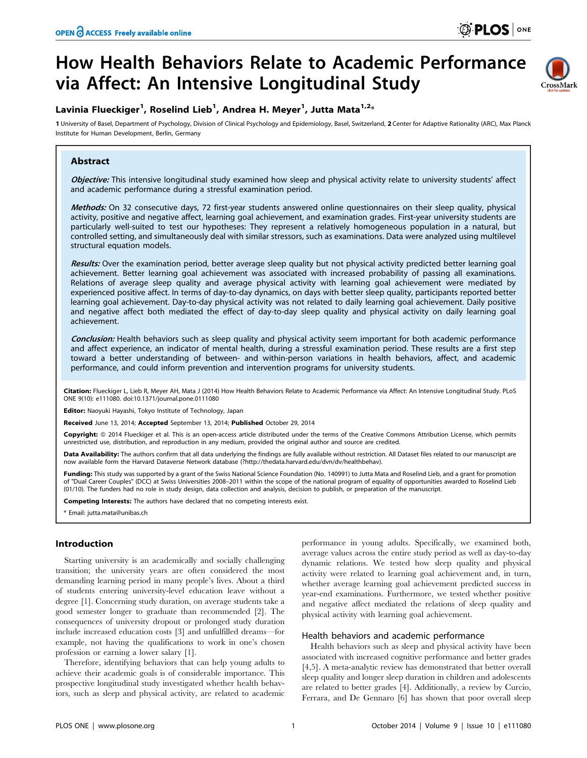# How Health Behaviors Relate to Academic Performance via Affect: An Intensive Longitudinal Study

**Lavinia Flueckiger[1], Roselind Lieb[1], Andrea H. Meyer[1], Jutta Mata[1,2]***

1 University of Basel, Department of Psychology, Division of Clinical Psychology and Epidemiology, Basel, Switzerland, 2 Center for Adaptive Rationality (ARC), Max Planck Institute for Human Development, Berlin, Germany

## Abstract

*Objective:* This intensive longitudinal study examined how sleep and physical activity relate to university students' affect and academic performance during a stressful examination period.

*Methods:* On 32 consecutive days, 72 first-year students answered online questionnaires on their sleep quality, physical activity, positive and negative affect, learning goal achievement, and examination grades. First-year university students are particularly well-suited to test our hypotheses: They represent a relatively homogeneous population in a natural, but controlled setting, and simultaneously deal with similar stressors, such as examinations. Data were analyzed using multilevel structural equation models.

*Results:* Over the examination period, better average sleep quality but not physical activity predicted better learning goal achievement. Better learning goal achievement was associated with increased probability of passing all examinations. Relations of average sleep quality and average physical activity with learning goal achievement were mediated by experienced positive affect. In terms of day-to-day dynamics, on days with better sleep quality, participants reported better learning goal achievement. Day-to-day physical activity was not related to daily learning goal achievement. Daily positive and negative affect both mediated the effect of day-to-day sleep quality and physical activity on daily learning goal achievement.

*Conclusion:* Health behaviors such as sleep quality and physical activity seem important for both academic performance and affect experience, an indicator of mental health, during a stressful examination period. These results are a first step toward a better understanding of between- and within-person variations in health behaviors, affect, and academic performance, and could inform prevention and intervention programs for university students.

**Citation:** Flueckiger L, Lieb R, Meyer AH, Mata J (2014) How Health Behaviors Relate to Academic Performance via Affect: An Intensive Longitudinal Study. PLoS ONE 9(10): e111080. doi:10.1371/journal.pone.0111080

**Editor:** Naoyuki Hayashi, Tokyo Institute of Technology, Japan

**Received** June 13, 2014; **Accepted** September 13, 2014; **Published** October 29, 2014

**Copyright:** © 2014 Flueckiger et al. This is an open-access article distributed under the terms of the Creative Commons Attribution License, which permits unrestricted use, distribution, and reproduction in any medium, provided the original author and source are credited.

**Data Availability:** The authors confirm that all data underlying the findings are fully available without restriction. All Dataset files related to our manuscript are now available form the Harvard Dataverse Network database (?http://thedata.harvard.edu/dvn/dv/healthbehav).

**Funding:** This study was supported by a grant of the Swiss National Science Foundation (No. 140991) to Jutta Mata and Roselind Lieb, and a grant for promotion of "Dual Career Couples" (DCC) at Swiss Universities 2008–2011 within the scope of the national program of equality of opportunities awarded to Roselind Lieb (01/10). The funders had no role in study design, data collection and analysis, decision to publish, or preparation of the manuscript.

**Competing Interests:** The authors have declared that no competing interests exist.

\* Email: jutta.mata@unibas.ch

## Introduction

Starting university is an academically and socially challenging transition; the university years are often considered the most demanding learning period in many people's lives. About a third of students entering university-level education leave without a degree [1]. Concerning study duration, on average students take a good semester longer to graduate than recommended [2]. The consequences of university dropout or prolonged study duration include increased education costs [3] and unfulfilled dreams—for example, not having the qualifications to work in one's chosen profession or earning a lower salary [1].

Therefore, identifying behaviors that can help young adults to achieve their academic goals is of considerable importance. This prospective longitudinal study investigated whether health behaviors, such as sleep and physical activity, are related to academic performance in young adults. Specifically, we examined both, average values across the entire study period as well as day-to-day dynamic relations. We tested how sleep quality and physical activity were related to learning goal achievement and, in turn, whether average learning goal achievement predicted success in year-end examinations. Furthermore, we tested whether positive and negative affect mediated the relations of sleep quality and physical activity with learning goal achievement.

### Health behaviors and academic performance

Health behaviors such as sleep and physical activity have been associated with increased cognitive performance and better grades [4,5]. A meta-analytic review has demonstrated that better overall sleep quality and longer sleep duration in children and adolescents are related to better grades [4]. Additionally, a review by Curcio, Ferrara, and De Gennaro [6] has shown that poor overall sleep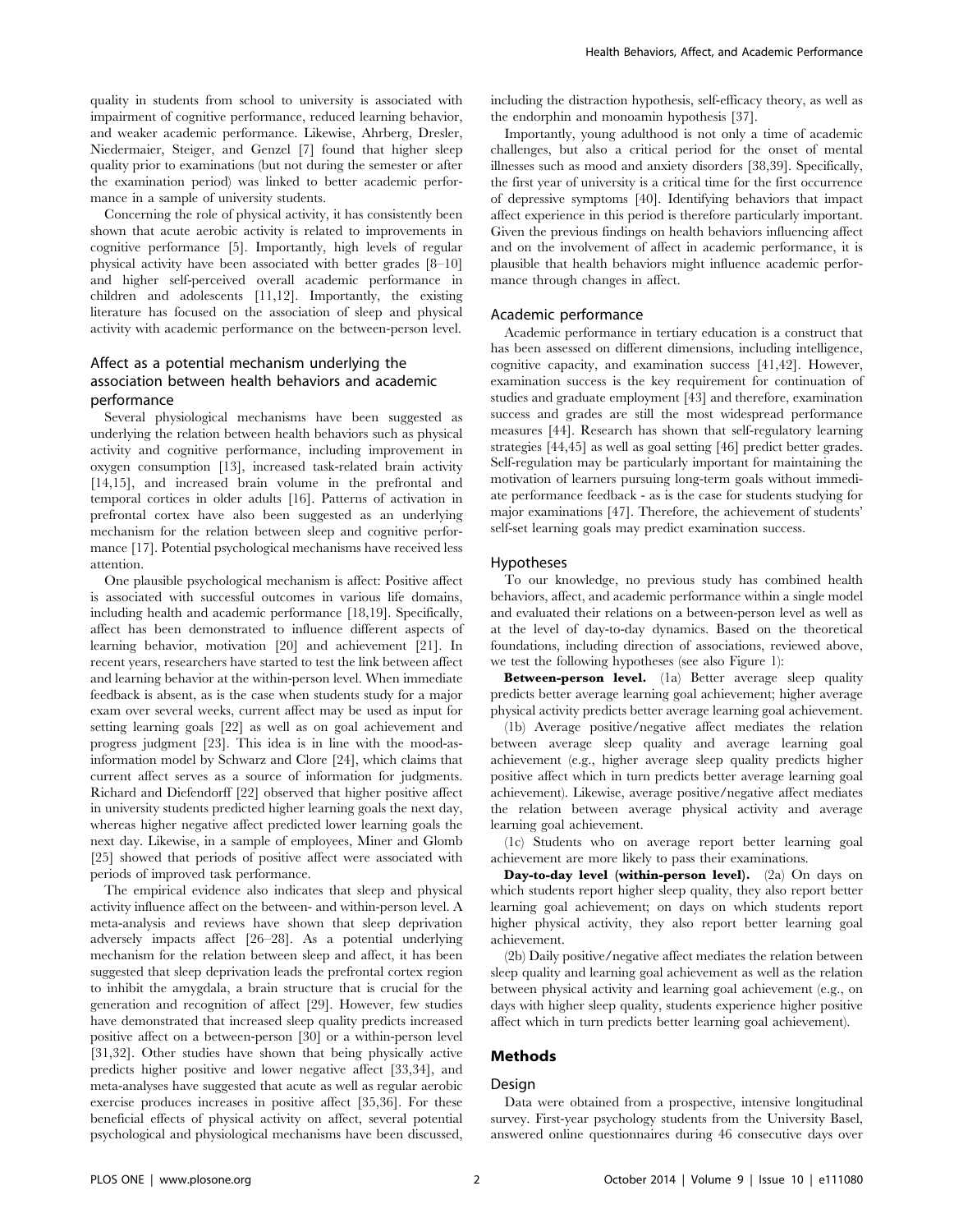quality in students from school to university is associated with impairment of cognitive performance, reduced learning behavior, and weaker academic performance. Likewise, Ahrberg, Dresler, Niedermaier, Steiger, and Genzel [7] found that higher sleep quality prior to examinations (but not during the semester or after the examination period) was linked to better academic performance in a sample of university students.

Concerning the role of physical activity, it has consistently been shown that acute aerobic activity is related to improvements in cognitive performance [5]. Importantly, high levels of regular physical activity have been associated with better grades [8–10] and higher self-perceived overall academic performance in children and adolescents [11,12]. Importantly, the existing literature has focused on the association of sleep and physical activity with academic performance on the between-person level.

### Affect as a potential mechanism underlying the association between health behaviors and academic performance

Several physiological mechanisms have been suggested as underlying the relation between health behaviors such as physical activity and cognitive performance, including improvement in oxygen consumption [13], increased task-related brain activity [14,15], and increased brain volume in the prefrontal and temporal cortices in older adults [16]. Patterns of activation in prefrontal cortex have also been suggested as an underlying mechanism for the relation between sleep and cognitive performance [17]. Potential psychological mechanisms have received less attention.

One plausible psychological mechanism is affect: Positive affect is associated with successful outcomes in various life domains, including health and academic performance [18,19]. Specifically, affect has been demonstrated to influence different aspects of learning behavior, motivation [20] and achievement [21]. In recent years, researchers have started to test the link between affect and learning behavior at the within-person level. When immediate feedback is absent, as is the case when students study for a major exam over several weeks, current affect may be used as input for setting learning goals [22] as well as on goal achievement and progress judgment [23]. This idea is in line with the mood-as-information model by Schwarz and Clore [24], which claims that current affect serves as a source of information for judgments. Richard and Diefendorff [22] observed that higher positive affect in university students predicted higher learning goals the next day, whereas higher negative affect predicted lower learning goals the next day. Likewise, in a sample of employees, Miner and Glomb [25] showed that periods of positive affect were associated with periods of improved task performance.

The empirical evidence also indicates that sleep and physical activity influence affect on the between- and within-person level. A meta-analysis and reviews have shown that sleep deprivation adversely impacts affect [26–28]. As a potential underlying mechanism for the relation between sleep and affect, it has been suggested that sleep deprivation leads the prefrontal cortex region to inhibit the amygdala, a brain structure that is crucial for the generation and recognition of affect [29]. However, few studies have demonstrated that increased sleep quality predicts increased positive affect on a between-person [30] or a within-person level [31,32]. Other studies have shown that being physically active predicts higher positive and lower negative affect [33,34], and meta-analyses have suggested that acute as well as regular aerobic exercise produces increases in positive affect [35,36]. For these beneficial effects of physical activity on affect, several potential psychological and physiological mechanisms have been discussed, including the distraction hypothesis, self-efficacy theory, as well as the endorphin and monoamin hypothesis [37].

Importantly, young adulthood is not only a time of academic challenges, but also a critical period for the onset of mental illnesses such as mood and anxiety disorders [38,39]. Specifically, the first year of university is a critical time for the first occurrence of depressive symptoms [40]. Identifying behaviors that impact affect experience in this period is therefore particularly important. Given the previous findings on health behaviors influencing affect and on the involvement of affect in academic performance, it is plausible that health behaviors might influence academic performance through changes in affect.

### Academic performance

Academic performance in tertiary education is a construct that has been assessed on different dimensions, including intelligence, cognitive capacity, and examination success [41,42]. However, examination success is the key requirement for continuation of studies and graduate employment [43] and therefore, examination success and grades are still the most widespread performance measures [44]. Research has shown that self-regulatory learning strategies [44,45] as well as goal setting [46] predict better grades. Self-regulation may be particularly important for maintaining the motivation of learners pursuing long-term goals without immediate performance feedback - as is the case for students studying for major examinations [47]. Therefore, the achievement of students' self-set learning goals may predict examination success.

### Hypotheses

To our knowledge, no previous study has combined health behaviors, affect, and academic performance within a single model and evaluated their relations on a between-person level as well as at the level of day-to-day dynamics. Based on the theoretical foundations, including direction of associations, reviewed above, we test the following hypotheses (see also Figure 1):

**Between-person level.** (1a) Better average sleep quality predicts better average learning goal achievement; higher average physical activity predicts better average learning goal achievement.

(1b) Average positive/negative affect mediates the relation between average sleep quality and average learning goal achievement (e.g., higher average sleep quality predicts higher positive affect which in turn predicts better average learning goal achievement). Likewise, average positive/negative affect mediates the relation between average physical activity and average learning goal achievement.

(1c) Students who on average report better learning goal achievement are more likely to pass their examinations.

**Day-to-day level (within-person level).** (2a) On days on which students report higher sleep quality, they also report better learning goal achievement; on days on which students report higher physical activity, they also report better learning goal achievement.

(2b) Daily positive/negative affect mediates the relation between sleep quality and learning goal achievement as well as the relation between physical activity and learning goal achievement (e.g., on days with higher sleep quality, students experience higher positive affect which in turn predicts better learning goal achievement).

## Methods

### Design

Data were obtained from a prospective, intensive longitudinal survey. First-year psychology students from the University Basel, answered online questionnaires during 46 consecutive days over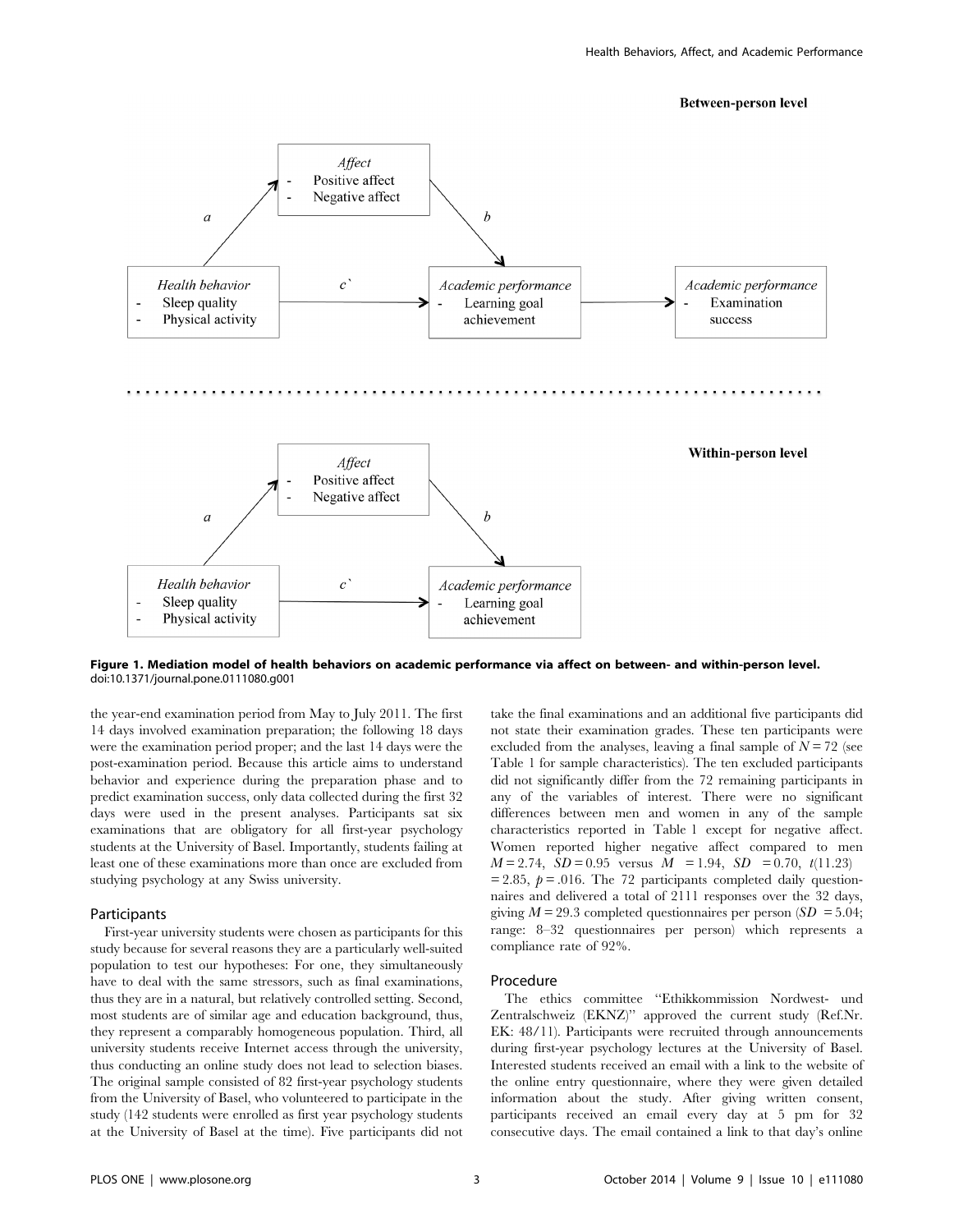**Figure 1. Mediation model of health behaviors on academic performance via affect on between- and within-person level.**
doi:10.1371/journal.pone.0111080.g001

the year-end examination period from May to July 2011. The first 14 days involved examination preparation; the following 18 days were the examination period proper; and the last 14 days were the post-examination period. Because this article aims to understand behavior and experience during the preparation phase and to predict examination success, only data collected during the first 32 days were used in the present analyses. Participants sat six examinations that are obligatory for all first-year psychology students at the University of Basel. Importantly, students failing at least one of these examinations more than once are excluded from studying psychology at any Swiss university.

## Participants

First-year university students were chosen as participants for this study because for several reasons they are a particularly well-suited population to test our hypotheses: For one, they simultaneously have to deal with the same stressors, such as final examinations, thus they are in a natural, but relatively controlled setting. Second, most students are of similar age and education background, thus, they represent a comparably homogeneous population. Third, all university students receive Internet access through the university, thus conducting an online study does not lead to selection biases. The original sample consisted of 82 first-year psychology students from the University of Basel, who volunteered to participate in the study (142 students were enrolled as first year psychology students at the University of Basel at the time). Five participants did not take the final examinations and an additional five participants did not state their examination grades. These ten participants were excluded from the analyses, leaving a final sample of $N = 72$ (see Table 1 for sample characteristics). The ten excluded participants did not significantly differ from the 72 remaining participants in any of the variables of interest. There were no significant differences between men and women in any of the sample characteristics reported in Table 1 except for negative affect. Women reported higher negative affect compared to men $M = 2.74$, $SD = 0.95$ versus $M = 1.94$, $SD = 0.70$, $t(11.23) = 2.85$, $p = .016$. The 72 participants completed daily questionnaires and delivered a total of 2111 responses over the 32 days, giving $M = 29.3$ completed questionnaires per person ($SD = 5.04$; range: 8–32 questionnaires per person) which represents a compliance rate of 92%.

## Procedure

The ethics committee "Ethikkommission Nordwest- und Zentralschweiz (EKNZ)" approved the current study (Ref.Nr. EK: 48/11). Participants were recruited through announcements during first-year psychology lectures at the University of Basel. Interested students received an email with a link to the website of the online entry questionnaire, where they were given detailed information about the study. After giving written consent, participants received an email every day at 5 pm for 32 consecutive days. The email contained a link to that day's online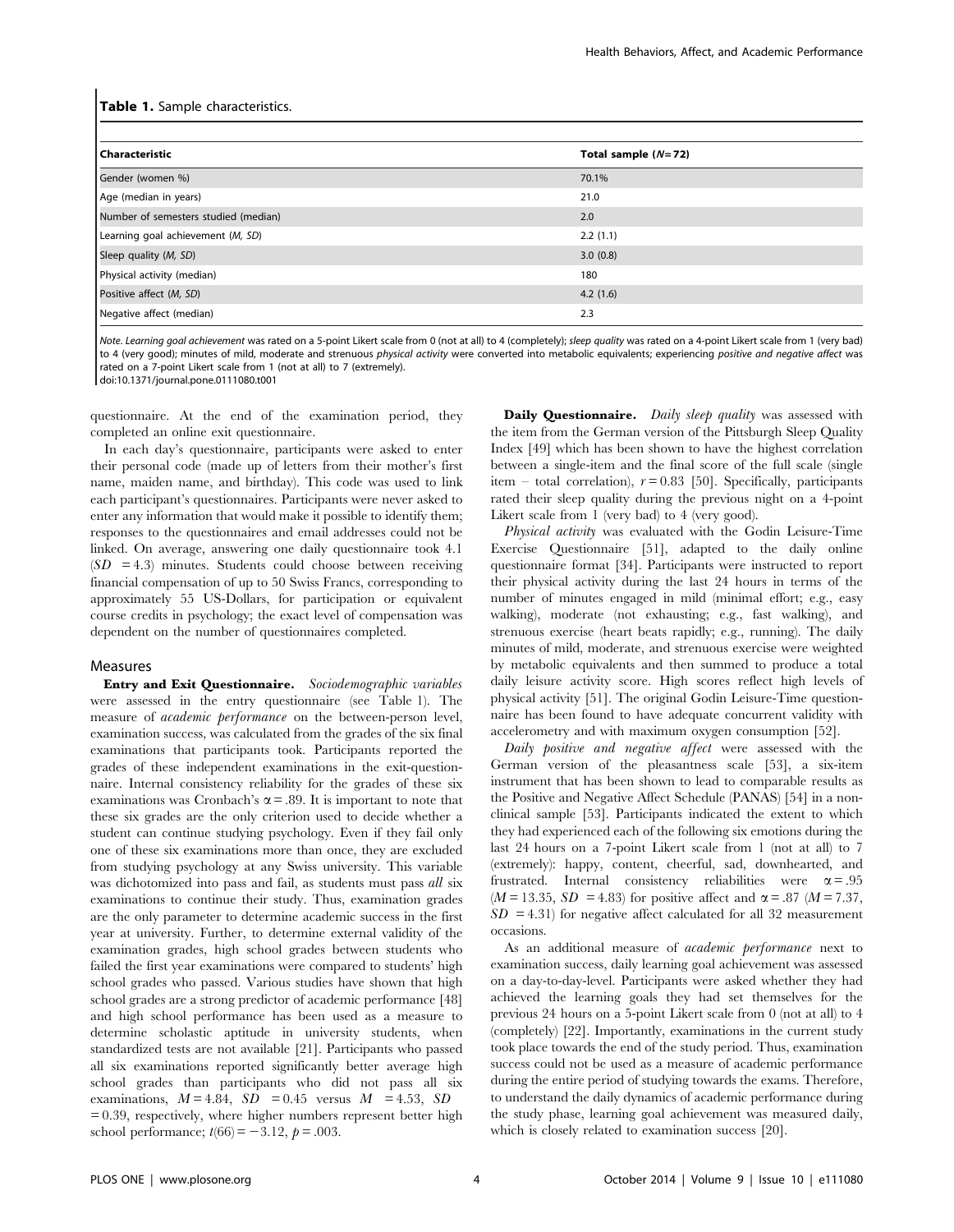**Table 1.** Sample characteristics.

| Characteristic | Total sample (*N* = 72) |
|---|---|
| Gender (women %) | 70.1% |
| Age (median in years) | 21.0 |
| Number of semesters studied (median) | 2.0 |
| Learning goal achievement (*M, SD*) | 2.2 (1.1) |
| Sleep quality (*M, SD*) | 3.0 (0.8) |
| Physical activity (median) | 180 |
| Positive affect (*M, SD*) | 4.2 (1.6) |
| Negative affect (median) | 2.3 |

*Note. Learning goal achievement* was rated on a 5-point Likert scale from 0 (not at all) to 4 (completely); *sleep quality* was rated on a 4-point Likert scale from 1 (very bad) to 4 (very good); minutes of mild, moderate and strenuous *physical activity* were converted into metabolic equivalents; experiencing *positive and negative affect* was rated on a 7-point Likert scale from 1 (not at all) to 7 (extremely).
doi:10.1371/journal.pone.0111080.t001

questionnaire. At the end of the examination period, they completed an online exit questionnaire.

In each day's questionnaire, participants were asked to enter their personal code (made up of letters from their mother's first name, maiden name, and birthday). This code was used to link each participant's questionnaires. Participants were never asked to enter any information that would make it possible to identify them; responses to the questionnaires and email addresses could not be linked. On average, answering one daily questionnaire took 4.1 ($SD = 4.3$) minutes. Students could choose between receiving financial compensation of up to 50 Swiss Francs, corresponding to approximately 55 US-Dollars, for participation or equivalent course credits in psychology; the exact level of compensation was dependent on the number of questionnaires completed.

## Measures

**Entry and Exit Questionnaire.** *Sociodemographic variables* were assessed in the entry questionnaire (see Table 1). The measure of *academic performance* on the between-person level, examination success, was calculated from the grades of the six final examinations that participants took. Participants reported the grades of these independent examinations in the exit-questionnaire. Internal consistency reliability for the grades of these six examinations was Cronbach's $\alpha = .89$. It is important to note that these six grades are the only criterion used to decide whether a student can continue studying psychology. Even if they fail only one of these six examinations more than once, they are excluded from studying psychology at any Swiss university. This variable was dichotomized into pass and fail, as students must pass *all* six examinations to continue their study. Thus, examination grades are the only parameter to determine academic success in the first year at university. Further, to determine external validity of the examination grades, high school grades between students who failed the first year examinations were compared to students' high school grades who passed. Various studies have shown that high school grades are a strong predictor of academic performance [48] and high school performance has been used as a measure to determine scholastic aptitude in university students, when standardized tests are not available [21]. Participants who passed all six examinations reported significantly better average high school grades than participants who did not pass all six examinations, $M = 4.84$, $SD = 0.45$ versus $M = 4.53$, $SD = 0.39$, respectively, where higher numbers represent better high school performance; $t(66) = -3.12$, $p = .003$.

**Daily Questionnaire.** *Daily sleep quality* was assessed with the item from the German version of the Pittsburgh Sleep Quality Index [49] which has been shown to have the highest correlation between a single-item and the final score of the full scale (single item – total correlation), $r = 0.83$ [50]. Specifically, participants rated their sleep quality during the previous night on a 4-point Likert scale from 1 (very bad) to 4 (very good).

*Physical activity* was evaluated with the Godin Leisure-Time Exercise Questionnaire [51], adapted to the daily online questionnaire format [34]. Participants were instructed to report their physical activity during the last 24 hours in terms of the number of minutes engaged in mild (minimal effort; e.g., easy walking), moderate (not exhausting; e.g., fast walking), and strenuous exercise (heart beats rapidly; e.g., running). The daily minutes of mild, moderate, and strenuous exercise were weighted by metabolic equivalents and then summed to produce a total daily leisure activity score. High scores reflect high levels of physical activity [51]. The original Godin Leisure-Time questionnaire has been found to have adequate concurrent validity with accelerometry and with maximum oxygen consumption [52].

*Daily positive and negative affect* were assessed with the German version of the pleasantness scale [53], a six-item instrument that has been shown to lead to comparable results as the Positive and Negative Affect Schedule (PANAS) [54] in a non-clinical sample [53]. Participants indicated the extent to which they had experienced each of the following six emotions during the last 24 hours on a 7-point Likert scale from 1 (not at all) to 7 (extremely): happy, content, cheerful, sad, downhearted, and frustrated. Internal consistency reliabilities were $\alpha = .95$ ($M = 13.35$, $SD = 4.83$) for positive affect and $\alpha = .87$ ($M = 7.37$, $SD = 4.31$) for negative affect calculated for all 32 measurement occasions.

As an additional measure of *academic performance* next to examination success, daily learning goal achievement was assessed on a day-to-day-level. Participants were asked whether they had achieved the learning goals they had set themselves for the previous 24 hours on a 5-point Likert scale from 0 (not at all) to 4 (completely) [22]. Importantly, examinations in the current study took place towards the end of the study period. Thus, examination success could not be used as a measure of academic performance during the entire period of studying towards the exams. Therefore, to understand the daily dynamics of academic performance during the study phase, learning goal achievement was measured daily, which is closely related to examination success [20].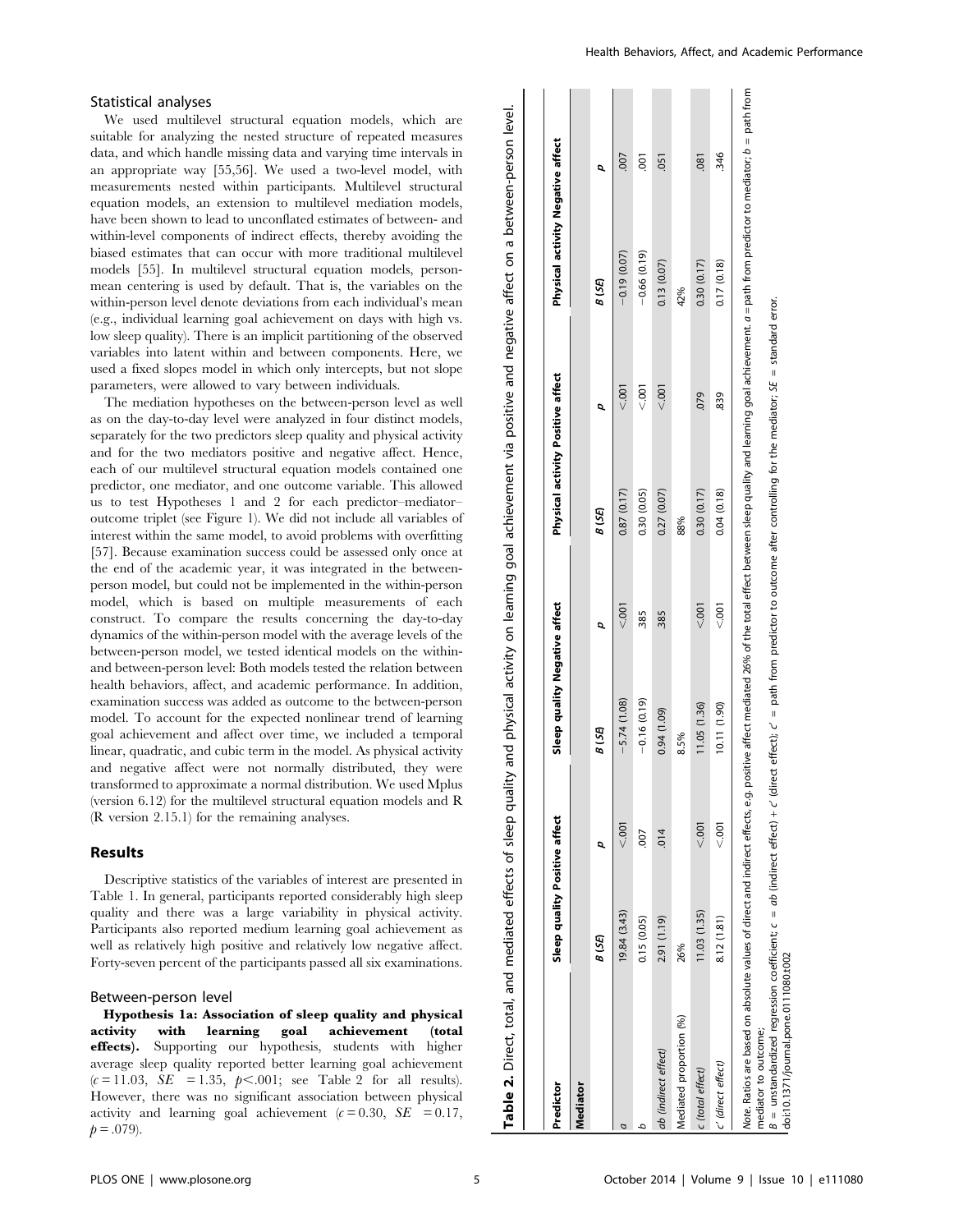## Statistical analyses

We used multilevel structural equation models, which are suitable for analyzing the nested structure of repeated measures data, and which handle missing data and varying time intervals in an appropriate way [55,56]. We used a two-level model, with measurements nested within participants. Multilevel structural equation models, an extension to multilevel mediation models, have been shown to lead to unconflated estimates of between- and within-level components of indirect effects, thereby avoiding the biased estimates that can occur with more traditional multilevel models [55]. In multilevel structural equation models, person-mean centering is used by default. That is, the variables on the within-person level denote deviations from each individual's mean (e.g., individual learning goal achievement on days with high vs. low sleep quality). There is an implicit partitioning of the observed variables into latent within and between components. Here, we used a fixed slopes model in which only intercepts, but not slope parameters, were allowed to vary between individuals.

The mediation hypotheses on the between-person level as well as on the day-to-day level were analyzed in four distinct models, separately for the two predictors sleep quality and physical activity and for the two mediators positive and negative affect. Hence, each of our multilevel structural equation models contained one predictor, one mediator, and one outcome variable. This allowed us to test Hypotheses 1 and 2 for each predictor–mediator–outcome triplet (see Figure 1). We did not include all variables of interest within the same model, to avoid problems with overfitting [57]. Because examination success could be assessed only once at the end of the academic year, it was integrated in the between-person model, but could not be implemented in the within-person model, which is based on multiple measurements of each construct. To compare the results concerning the day-to-day dynamics of the within-person model with the average levels of the between-person model, we tested identical models on the within- and between-person level: Both models tested the relation between health behaviors, affect, and academic performance. In addition, examination success was added as outcome to the between-person model. To account for the expected nonlinear trend of learning goal achievement and affect over time, we included a temporal linear, quadratic, and cubic term in the model. As physical activity and negative affect were not normally distributed, they were transformed to approximate a normal distribution. We used Mplus (version 6.12) for the multilevel structural equation models and R (R version 2.15.1) for the remaining analyses.

## Results

Descriptive statistics of the variables of interest are presented in Table 1. In general, participants reported considerably high sleep quality and there was a large variability in physical activity. Participants also reported medium learning goal achievement as well as relatively high positive and relatively low negative affect. Forty-seven percent of the participants passed all six examinations.

### Between-person level

**Hypothesis 1a: Association of sleep quality and physical activity with learning goal achievement (total effects).** Supporting our hypothesis, students with higher average sleep quality reported better learning goal achievement ($c = 11.03$, $SE = 1.35$, $p < .001$; see Table 2 for all results). However, there was no significant association between physical activity and learning goal achievement ($c = 0.30$, $SE = 0.17$, $p = .079$).

**Table 2.** Direct, total, and mediated effects of sleep quality and physical activity on learning goal achievement via positive and negative affect on a between-person level.

| Predictor | Sleep quality | | Sleep quality | | Physical activity | | Physical activity | |
|---|---|---|---|---|---|---|---|---|
| Mediator | Positive affect | | Negative affect | | Positive affect | | Negative affect | |
| | *B (SE)* | *p* | *B (SE)* | *p* | *B (SE)* | *p* | *B (SE)* | *p* |
| *a* | 19.84 (3.43) | <.001 | −5.74 (1.08) | <.001 | 0.87 (0.17) | <.001 | −0.19 (0.07) | .007 |
| *b* | 0.15 (0.05) | .007 | −0.16 (0.19) | .385 | 0.30 (0.05) | <.001 | −0.66 (0.19) | .001 |
| *ab (indirect effect)* | 2.91 (1.19) | .014 | 0.94 (1.09) | .385 | 0.27 (0.07) | <.001 | 0.13 (0.07) | .051 |
| Mediated proportion (%) | 26% | | 8.5% | | 88% | | 42% | |
| *c (total effect)* | 11.03 (1.35) | <.001 | 11.05 (1.36) | <.001 | 0.30 (0.17) | .079 | 0.30 (0.17) | .081 |
| *c' (direct effect)* | 8.12 (1.81) | <.001 | 10.11 (1.90) | <.001 | 0.04 (0.18) | .839 | 0.17 (0.18) | .346 |

*Note.* Ratios are based on absolute values of direct and indirect effects, e.g. positive affect mediated 26% of the total effect between sleep quality and learning goal achievement. *a* = path from predictor to mediator; *b* = path from mediator to outcome;

*B* = unstandardized regression coefficient; *c* = *ab* (indirect effect) + *c'* (direct effect); *c'* = path from predictor to outcome after controlling for the mediator; *SE* = standard error.

doi:10.1371/journal.pone.0111080.t002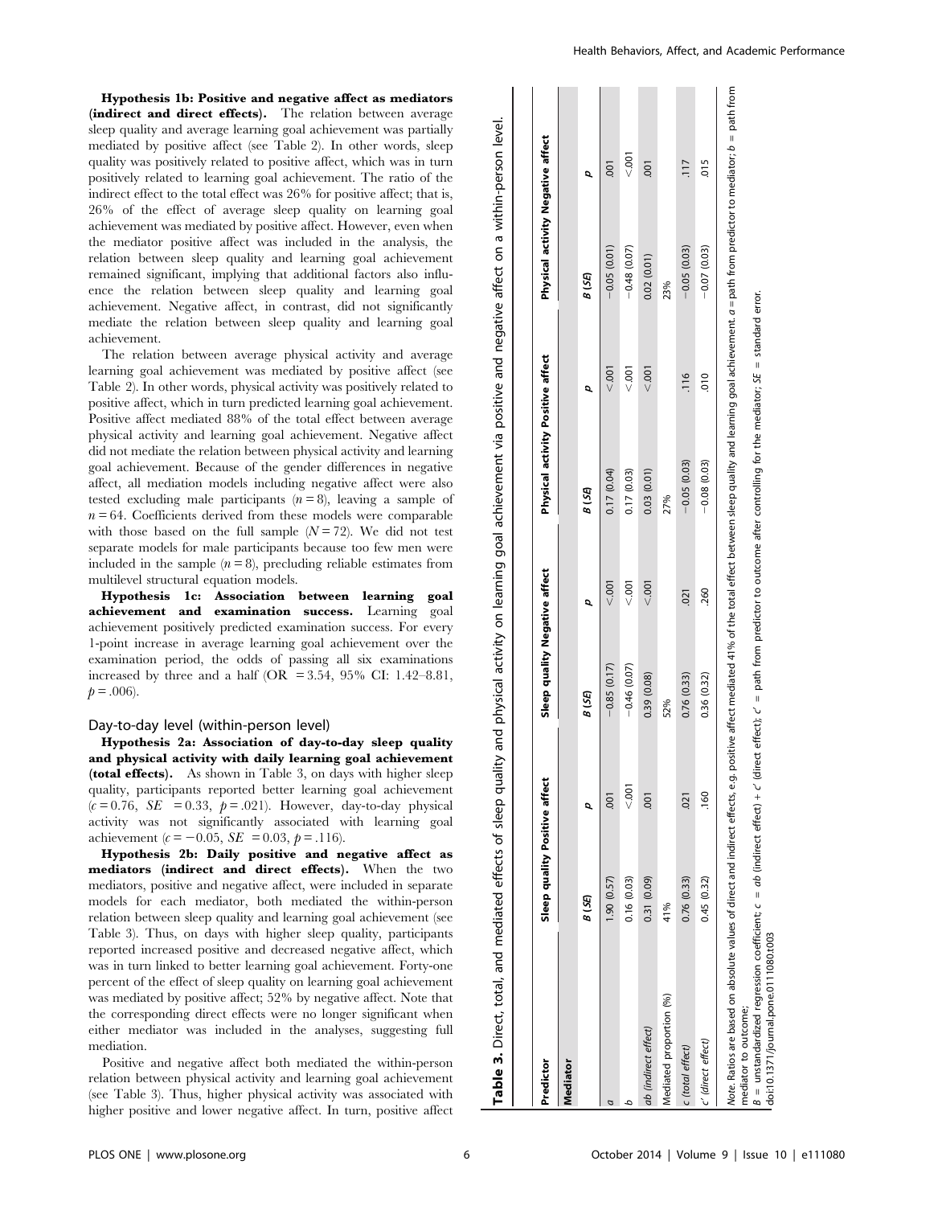**Hypothesis 1b: Positive and negative affect as mediators (indirect and direct effects).** The relation between average sleep quality and average learning goal achievement was partially mediated by positive affect (see Table 2). In other words, sleep quality was positively related to positive affect, which was in turn positively related to learning goal achievement. The ratio of the indirect effect to the total effect was 26% for positive affect; that is, 26% of the effect of average sleep quality on learning goal achievement was mediated by positive affect. However, even when the mediator positive affect was included in the analysis, the relation between sleep quality and learning goal achievement remained significant, implying that additional factors also influence the relation between sleep quality and learning goal achievement. Negative affect, in contrast, did not significantly mediate the relation between sleep quality and learning goal achievement.

The relation between average physical activity and average learning goal achievement was mediated by positive affect (see Table 2). In other words, physical activity was positively related to positive affect, which in turn predicted learning goal achievement. Positive affect mediated 88% of the total effect between average physical activity and learning goal achievement. Negative affect did not mediate the relation between physical activity and learning goal achievement. Because of the gender differences in negative affect, all mediation models including negative affect were also tested excluding male participants ($n = 8$), leaving a sample of $n = 64$. Coefficients derived from these models were comparable with those based on the full sample ($N = 72$). We did not test separate models for male participants because too few men were included in the sample ($n = 8$), precluding reliable estimates from multilevel structural equation models.

**Hypothesis 1c: Association between learning goal achievement and examination success.** Learning goal achievement positively predicted examination success. For every 1-point increase in average learning goal achievement over the examination period, the odds of passing all six examinations increased by three and a half (OR = 3.54, 95% CI: 1.42–8.81, $p = .006$).

## Day-to-day level (within-person level)

**Hypothesis 2a: Association of day-to-day sleep quality and physical activity with daily learning goal achievement (total effects).** As shown in Table 3, on days with higher sleep quality, participants reported better learning goal achievement ($c = 0.76$, $SE = 0.33$, $p = .021$). However, day-to-day physical activity was not significantly associated with learning goal achievement ($c = -0.05$, $SE = 0.03$, $p = .116$).

**Hypothesis 2b: Daily positive and negative affect as mediators (indirect and direct effects).** When the two mediators, positive and negative affect, were included in separate models for each mediator, both mediated the within-person relation between sleep quality and learning goal achievement (see Table 3). Thus, on days with higher sleep quality, participants reported increased positive and decreased negative affect, which was in turn linked to better learning goal achievement. Forty-one percent of the effect of sleep quality on learning goal achievement was mediated by positive affect; 52% by negative affect. Note that the corresponding direct effects were no longer significant when either mediator was included in the analyses, suggesting full mediation.

Positive and negative affect both mediated the within-person relation between physical activity and learning goal achievement (see Table 3). Thus, higher physical activity was associated with higher positive and lower negative affect. In turn, positive affect

**Table 3.** Direct, total, and mediated effects of sleep quality and physical activity on learning goal achievement via positive and negative affect on a within-person level.

| Predictor | Sleep quality | | Sleep quality | | Physical activity | | Physical activity | |
|---|---|---|---|---|---|---|---|---|
| Mediator | Positive affect | | Negative affect | | Positive affect | | Negative affect | |
| | *B (SE)* | *p* | *B (SE)* | *p* | *B (SE)* | *p* | *B (SE)* | *p* |
| *a* | 1.90 (0.57) | .001 | −0.85 (0.17) | <.001 | 0.17 (0.04) | <.001 | −0.05 (0.01) | .001 |
| *b* | 0.16 (0.03) | <.001 | −0.46 (0.07) | <.001 | 0.17 (0.03) | <.001 | −0.48 (0.07) | <.001 |
| *ab (indirect effect)* | 0.31 (0.09) | .001 | 0.39 (0.08) | <.001 | 0.03 (0.01) | <.001 | 0.02 (0.01) | .001 |
| Mediated proportion (%) | 41% | | 52% | | 27% | | 23% | |
| *c (total effect)* | 0.76 (0.33) | .021 | 0.76 (0.33) | .021 | −0.05 (0.03) | .116 | −0.05 (0.03) | .117 |
| *c′ (direct effect)* | 0.45 (0.32) | .160 | 0.36 (0.32) | .260 | −0.08 (0.03) | .010 | −0.07 (0.03) | .015 |

*Note.* Ratios are based on absolute values of direct and indirect effects, e.g. positive affect mediated 41% of the total effect between sleep quality and learning goal achievement. *a* = path from predictor to mediator; *b* = path from mediator to outcome;
*B* = unstandardized regression coefficient; *c* = *ab* (indirect effect) + *c′* (direct effect); *c′* = path from predictor to outcome after controlling for the mediator; *SE* = standard error.
doi:10.1371/journal.pone.0111080.t003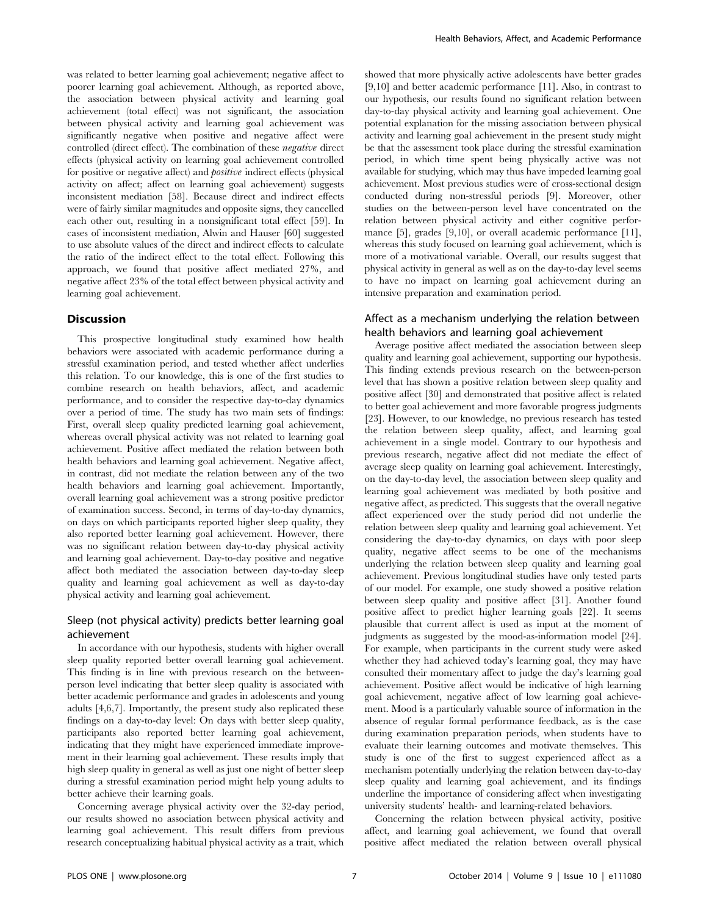was related to better learning goal achievement; negative affect to poorer learning goal achievement. Although, as reported above, the association between physical activity and learning goal achievement (total effect) was not significant, the association between physical activity and learning goal achievement was significantly negative when positive and negative affect were controlled (direct effect). The combination of these *negative* direct effects (physical activity on learning goal achievement controlled for positive or negative affect) and *positive* indirect effects (physical activity on affect; affect on learning goal achievement) suggests inconsistent mediation [58]. Because direct and indirect effects were of fairly similar magnitudes and opposite signs, they cancelled each other out, resulting in a nonsignificant total effect [59]. In cases of inconsistent mediation, Alwin and Hauser [60] suggested to use absolute values of the direct and indirect effects to calculate the ratio of the indirect effect to the total effect. Following this approach, we found that positive affect mediated 27%, and negative affect 23% of the total effect between physical activity and learning goal achievement.

## Discussion

This prospective longitudinal study examined how health behaviors were associated with academic performance during a stressful examination period, and tested whether affect underlies this relation. To our knowledge, this is one of the first studies to combine research on health behaviors, affect, and academic performance, and to consider the respective day-to-day dynamics over a period of time. The study has two main sets of findings: First, overall sleep quality predicted learning goal achievement, whereas overall physical activity was not related to learning goal achievement. Positive affect mediated the relation between both health behaviors and learning goal achievement. Negative affect, in contrast, did not mediate the relation between any of the two health behaviors and learning goal achievement. Importantly, overall learning goal achievement was a strong positive predictor of examination success. Second, in terms of day-to-day dynamics, on days on which participants reported higher sleep quality, they also reported better learning goal achievement. However, there was no significant relation between day-to-day physical activity and learning goal achievement. Day-to-day positive and negative affect both mediated the association between day-to-day sleep quality and learning goal achievement as well as day-to-day physical activity and learning goal achievement.

### Sleep (not physical activity) predicts better learning goal achievement

In accordance with our hypothesis, students with higher overall sleep quality reported better overall learning goal achievement. This finding is in line with previous research on the between-person level indicating that better sleep quality is associated with better academic performance and grades in adolescents and young adults [4,6,7]. Importantly, the present study also replicated these findings on a day-to-day level: On days with better sleep quality, participants also reported better learning goal achievement, indicating that they might have experienced immediate improvement in their learning goal achievement. These results imply that high sleep quality in general as well as just one night of better sleep during a stressful examination period might help young adults to better achieve their learning goals.

Concerning average physical activity over the 32-day period, our results showed no association between physical activity and learning goal achievement. This result differs from previous research conceptualizing habitual physical activity as a trait, which showed that more physically active adolescents have better grades [9,10] and better academic performance [11]. Also, in contrast to our hypothesis, our results found no significant relation between day-to-day physical activity and learning goal achievement. One potential explanation for the missing association between physical activity and learning goal achievement in the present study might be that the assessment took place during the stressful examination period, in which time spent being physically active was not available for studying, which may thus have impeded learning goal achievement. Most previous studies were of cross-sectional design conducted during non-stressful periods [9]. Moreover, other studies on the between-person level have concentrated on the relation between physical activity and either cognitive performance [5], grades [9,10], or overall academic performance [11], whereas this study focused on learning goal achievement, which is more of a motivational variable. Overall, our results suggest that physical activity in general as well as on the day-to-day level seems to have no impact on learning goal achievement during an intensive preparation and examination period.

### Affect as a mechanism underlying the relation between health behaviors and learning goal achievement

Average positive affect mediated the association between sleep quality and learning goal achievement, supporting our hypothesis. This finding extends previous research on the between-person level that has shown a positive relation between sleep quality and positive affect [30] and demonstrated that positive affect is related to better goal achievement and more favorable progress judgments [23]. However, to our knowledge, no previous research has tested the relation between sleep quality, affect, and learning goal achievement in a single model. Contrary to our hypothesis and previous research, negative affect did not mediate the effect of average sleep quality on learning goal achievement. Interestingly, on the day-to-day level, the association between sleep quality and learning goal achievement was mediated by both positive and negative affect, as predicted. This suggests that the overall negative affect experienced over the study period did not underlie the relation between sleep quality and learning goal achievement. Yet considering the day-to-day dynamics, on days with poor sleep quality, negative affect seems to be one of the mechanisms underlying the relation between sleep quality and learning goal achievement. Previous longitudinal studies have only tested parts of our model. For example, one study showed a positive relation between sleep quality and positive affect [31]. Another found positive affect to predict higher learning goals [22]. It seems plausible that current affect is used as input at the moment of judgments as suggested by the mood-as-information model [24]. For example, when participants in the current study were asked whether they had achieved today's learning goal, they may have consulted their momentary affect to judge the day's learning goal achievement. Positive affect would be indicative of high learning goal achievement, negative affect of low learning goal achievement. Mood is a particularly valuable source of information in the absence of regular formal performance feedback, as is the case during examination preparation periods, when students have to evaluate their learning outcomes and motivate themselves. This study is one of the first to suggest experienced affect as a mechanism potentially underlying the relation between day-to-day sleep quality and learning goal achievement, and its findings underline the importance of considering affect when investigating university students' health- and learning-related behaviors.

Concerning the relation between physical activity, positive affect, and learning goal achievement, we found that overall positive affect mediated the relation between overall physical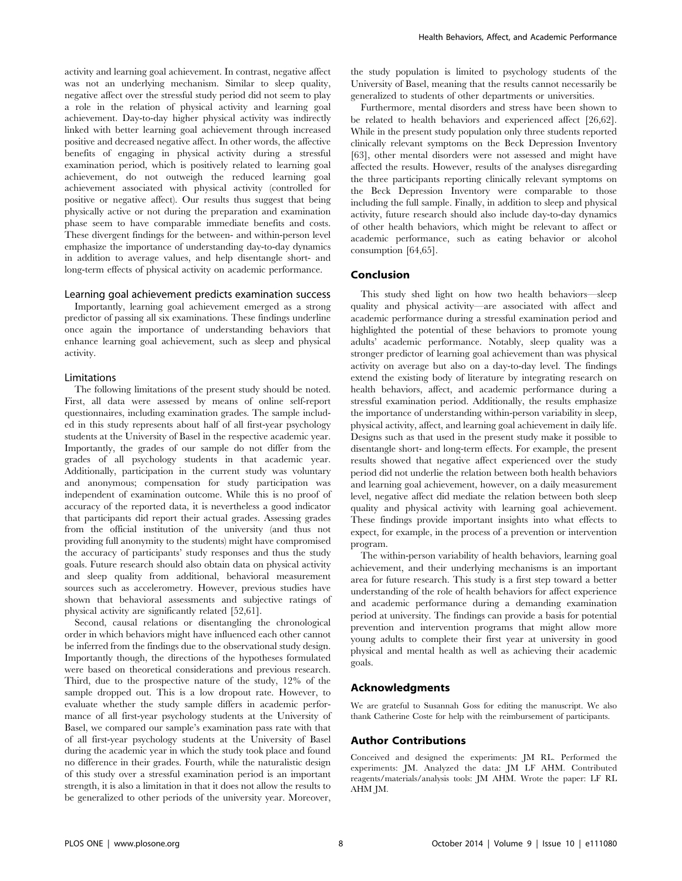activity and learning goal achievement. In contrast, negative affect was not an underlying mechanism. Similar to sleep quality, negative affect over the stressful study period did not seem to play a role in the relation of physical activity and learning goal achievement. Day-to-day higher physical activity was indirectly linked with better learning goal achievement through increased positive and decreased negative affect. In other words, the affective benefits of engaging in physical activity during a stressful examination period, which is positively related to learning goal achievement, do not outweigh the reduced learning goal achievement associated with physical activity (controlled for positive or negative affect). Our results thus suggest that being physically active or not during the preparation and examination phase seem to have comparable immediate benefits and costs. These divergent findings for the between- and within-person level emphasize the importance of understanding day-to-day dynamics in addition to average values, and help disentangle short- and long-term effects of physical activity on academic performance.

### Learning goal achievement predicts examination success

Importantly, learning goal achievement emerged as a strong predictor of passing all six examinations. These findings underline once again the importance of understanding behaviors that enhance learning goal achievement, such as sleep and physical activity.

### Limitations

The following limitations of the present study should be noted. First, all data were assessed by means of online self-report questionnaires, including examination grades. The sample included in this study represents about half of all first-year psychology students at the University of Basel in the respective academic year. Importantly, the grades of our sample do not differ from the grades of all psychology students in that academic year. Additionally, participation in the current study was voluntary and anonymous; compensation for study participation was independent of examination outcome. While this is no proof of accuracy of the reported data, it is nevertheless a good indicator that participants did report their actual grades. Assessing grades from the official institution of the university (and thus not providing full anonymity to the students) might have compromised the accuracy of participants' study responses and thus the study goals. Future research should also obtain data on physical activity and sleep quality from additional, behavioral measurement sources such as accelerometry. However, previous studies have shown that behavioral assessments and subjective ratings of physical activity are significantly related [52,61].

Second, causal relations or disentangling the chronological order in which behaviors might have influenced each other cannot be inferred from the findings due to the observational study design. Importantly though, the directions of the hypotheses formulated were based on theoretical considerations and previous research. Third, due to the prospective nature of the study, 12% of the sample dropped out. This is a low dropout rate. However, to evaluate whether the study sample differs in academic performance of all first-year psychology students at the University of Basel, we compared our sample's examination pass rate with that of all first-year psychology students at the University of Basel during the academic year in which the study took place and found no difference in their grades. Fourth, while the naturalistic design of this study over a stressful examination period is an important strength, it is also a limitation in that it does not allow the results to be generalized to other periods of the university year. Moreover, the study population is limited to psychology students of the University of Basel, meaning that the results cannot necessarily be generalized to students of other departments or universities.

Furthermore, mental disorders and stress have been shown to be related to health behaviors and experienced affect [26,62]. While in the present study population only three students reported clinically relevant symptoms on the Beck Depression Inventory [63], other mental disorders were not assessed and might have affected the results. However, results of the analyses disregarding the three participants reporting clinically relevant symptoms on the Beck Depression Inventory were comparable to those including the full sample. Finally, in addition to sleep and physical activity, future research should also include day-to-day dynamics of other health behaviors, which might be relevant to affect or academic performance, such as eating behavior or alcohol consumption [64,65].

## Conclusion

This study shed light on how two health behaviors—sleep quality and physical activity—are associated with affect and academic performance during a stressful examination period and highlighted the potential of these behaviors to promote young adults' academic performance. Notably, sleep quality was a stronger predictor of learning goal achievement than was physical activity on average but also on a day-to-day level. The findings extend the existing body of literature by integrating research on health behaviors, affect, and academic performance during a stressful examination period. Additionally, the results emphasize the importance of understanding within-person variability in sleep, physical activity, affect, and learning goal achievement in daily life. Designs such as that used in the present study make it possible to disentangle short- and long-term effects. For example, the present results showed that negative affect experienced over the study period did not underlie the relation between both health behaviors and learning goal achievement, however, on a daily measurement level, negative affect did mediate the relation between both sleep quality and physical activity with learning goal achievement. These findings provide important insights into what effects to expect, for example, in the process of a prevention or intervention program.

The within-person variability of health behaviors, learning goal achievement, and their underlying mechanisms is an important area for future research. This study is a first step toward a better understanding of the role of health behaviors for affect experience and academic performance during a demanding examination period at university. The findings can provide a basis for potential prevention and intervention programs that might allow more young adults to complete their first year at university in good physical and mental health as well as achieving their academic goals.

## Acknowledgments

We are grateful to Susannah Goss for editing the manuscript. We also thank Catherine Coste for help with the reimbursement of participants.

## Author Contributions

Conceived and designed the experiments: JM RL. Performed the experiments: JM. Analyzed the data: JM LF AHM. Contributed reagents/materials/analysis tools: JM AHM. Wrote the paper: LF RL AHM JM.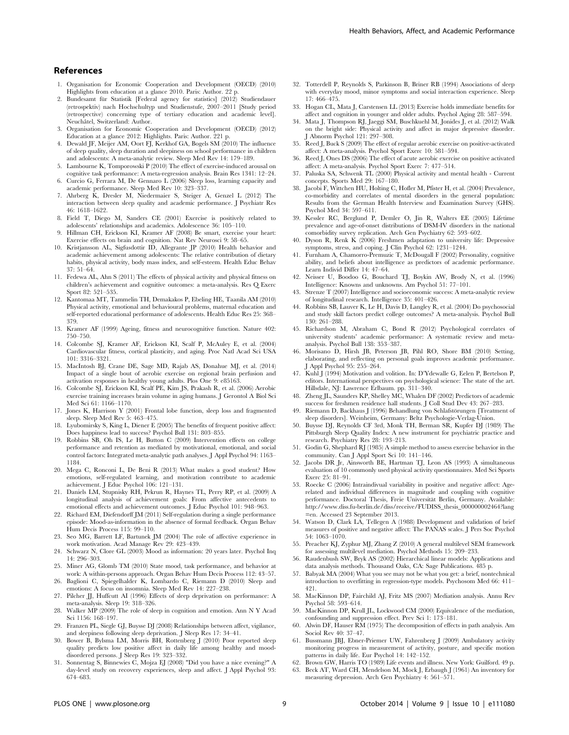## References

1. Organisation for Economic Cooperation and Development (OECD) (2010) Highlights from education at a glance 2010. Paris: Author. 22 p.
2. Bundesamt für Statistik [Federal agency for statistics] (2012) Studiendauer (retrospektiv) nach Hochschultyp und Studienstufe, 2007–2011 [Study period (retrospective) concerning type of tertiary education and academic level]. Neuchâtel, Switzerland: Author.
3. Organisation for Economic Cooperation and Development (OECD) (2012) Education at a glance 2012: Highlights. Paris: Author. 221 p.
4. Dewald JF, Meijer AM, Oort FJ, Kerkhof GA, Bogels SM (2010) The influence of sleep quality, sleep duration and sleepiness on school performance in children and adolescents: A meta-analytic review. Sleep Med Rev 14: 179–189.
5. Lambourne K, Tomporowski P (2010) The effect of exercise-induced arousal on cognitive task performance: A meta-regression analysis. Brain Res 1341: 12–24.
6. Curcio G, Ferrara M, De Gennaro L (2006) Sleep loss, learning capacity and academic performance. Sleep Med Rev 10: 323–337.
7. Ahrberg K, Dresler M, Niedermaier S, Steiger A, Genzel L (2012) The interaction between sleep quality and academic performance. J Psychiatr Res 46: 1618–1622.
8. Field T, Diego M, Sanders CE (2001) Exercise is positively related to adolescents' relationships and academics. Adolescence 36: 105–110.
9. Hillman CH, Erickson KI, Kramer AF (2008) Be smart, exercise your heart: Exercise effects on brain and cognition. Nat Rev Neurosci 9: 58–65.
10. Kristjansson AL, Sigfusdottir ID, Allegrante JP (2010) Health behavior and academic achievement among adolescents: The relative contribution of dietary habits, physical activity, body mass index, and self-esteem. Health Educ Behav 37: 51–64.
11. Fedewa AL, Ahn S (2011) The effects of physical activity and physical fitness on children's achievement and cognitive outcomes: a meta-analysis. Res Q Exerc Sport 82: 521–535.
12. Kantomaa MT, Tammelin TH, Demakakos P, Ebeling HE, Taanila AM (2010) Physical activity, emotional and behavioural problems, maternal education and self-reported educational performance of adolescents. Health Educ Res 25: 368–379.
13. Kramer AF (1999) Ageing, fitness and neurocognitive function. Nature 402: 750–750.
14. Colcombe SJ, Kramer AF, Erickson KI, Scalf P, McAuley E, et al. (2004) Cardiovascular fitness, cortical plasticity, and aging. Proc Natl Acad Sci USA 101: 3316–3321.
15. MacIntosh BJ, Crane DE, Sage MD, Rajab AS, Donahue MJ, et al. (2014) Impact of a single bout of aerobic exercise on regional brain perfusion and activation responses in healthy young adults. Plos One 9: e85163.
16. Colcombe SJ, Erickson KI, Scalf PE, Kim JS, Prakash R, et al. (2006) Aerobic exercise training increases brain volume in aging humans. J Gerontol A Biol Sci Med Sci 61: 1166–1170.
17. Jones K, Harrison Y (2001) Frontal lobe function, sleep loss and fragmented sleep. Sleep Med Rev 5: 463–475.
18. Lyubomirsky S, King L, Diener E (2005) The benefits of frequent positive affect: Does happiness lead to success? Psychol Bull 131: 803–855.
19. Robbins SB, Oh IS, Le H, Button C (2009) Intervention effects on college performance and retention as mediated by motivational, emotional, and social control factors: Integrated meta-analytic path analyses. J Appl Psychol 94: 1163–1184.
20. Mega C, Ronconi L, De Beni R (2013) What makes a good student? How emotions, self-regulated learning, and motivation contribute to academic achievement. J Educ Psychol 106: 121–131.
21. Daniels LM, Stupnisky RH, Pekrun R, Haynes TL, Perry RP, et al. (2009) A longitudinal analysis of achievement goals: From affective antecedents to emotional effects and achievement outcomes. J Educ Psychol 101: 948–963.
22. Richard EM, Diefendorff JM (2011) Self-regulation during a single performance episode: Mood-as-information in the absence of formal feedback. Organ Behav Hum Decis Process 115: 99–110.
23. Seo MG, Barrett LF, Bartunek JM (2004) The role of affective experience in work motivation. Acad Manage Rev 29: 423–439.
24. Schwarz N, Clore GL (2003) Mood as information: 20 years later. Psychol Inq 14: 296–303.
25. Miner AG, Glomb TM (2010) State mood, task performance, and behavior at work: A within-persons approach. Organ Behav Hum Decis Process 112: 43–57.
26. Baglioni C, Spiegelhalder K, Lombardo C, Riemann D (2010) Sleep and emotions: A focus on insomnia. Sleep Med Rev 14: 227–238.
27. Pilcher JJ, Huffcutt AI (1996) Effects of sleep deprivation on performance: A meta-analysis. Sleep 19: 318–326.
28. Walker MP (2009) The role of sleep in cognition and emotion. Ann N Y Acad Sci 1156: 168–197.
29. Franzen PL, Siegle GJ, Buysse DJ (2008) Relationships between affect, vigilance, and sleepiness following sleep deprivation. J Sleep Res 17: 34–41.
30. Bower B, Bylsma LM, Morris BH, Rottenberg J (2010) Poor reported sleep quality predicts low positive affect in daily life among healthy and mood-disordered persons. J Sleep Res 19: 323–332.
31. Sonnentag S, Binnewies C, Mojza EJ (2008) "Did you have a nice evening?" A day-level study on recovery experiences, sleep and affect. J Appl Psychol 93: 674–683.
32. Totterdell P, Reynolds S, Parkinson B, Briner RB (1994) Associations of sleep with everyday mood, minor symptoms and social interaction experience. Sleep 17: 466–475.
33. Hogan CL, Mata J, Carstensen LL (2013) Exercise holds immediate benefits for affect and cognition in younger and older adults. Psychol Aging 28: 587–594.
34. Mata J, Thompson RJ, Jaeggi SM, Buschkuehl M, Jonides J, et al. (2012) Walk on the bright side: Physical activity and affect in major depressive disorder. J Abnorm Psychol 121: 297–308.
35. Reed J, Buck S (2009) The effect of regular aerobic exercise on positive-activated affect: A meta-analysis. Psychol Sport Exerc 10: 581–594.
36. Reed J, Ones DS (2006) The effect of acute aerobic exercise on positive activated affect: A meta-analysis. Psychol Sport Exerc 7: 477–514.
37. Paluska SA, Schwenk TL (2000) Physical activity and mental health - Current concepts. Sports Med 29: 167–180.
38. Jacobi F, Wittchen HU, Holting C, Hofler M, Pfister H, et al. (2004) Prevalence, co-morbidity and correlates of mental disorders in the general population: Results from the German Health Interview and Examination Survey (GHS). Psychol Med 34: 597–611.
39. Kessler RC, Berglund P, Demler O, Jin R, Walters EE (2005) Lifetime prevalence and age-of-onset distributions of DSM-IV disorders in the national comorbidity survey replication. Arch Gen Psychiatry 62: 593–602.
40. Dyson R, Renk K (2006) Freshmen adaptation to university life: Depressive symptoms, stress, and coping. J Clin Psychol 62: 1231–1244.
41. Furnham A, Chamorro-Premuzic T, McDougall F (2002) Personality, cognitive ability, and beliefs about intelligence as predictors of academic performance. Learn Individ Differ 14: 47–64.
42. Neisser U, Boodoo G, Bouchard TJ, Boykin AW, Brody N, et al. (1996) Intelligence: Knowns and unknowns. Am Psychol 51: 77–101.
43. Strenze T (2007) Intelligence and socioeconomic success: A meta-analytic review of longitudinal research. Intelligence 35: 401–426.
44. Robbins SB, Lauver K, Le H, Davis D, Langley R, et al. (2004) Do psychosocial and study skill factors predict college outcomes? A meta-analysis. Psychol Bull 130: 261–288.
45. Richardson M, Abraham C, Bond R (2012) Psychological correlates of university students' academic performance: A systematic review and meta-analysis. Psychol Bull 138: 353–387.
46. Morisano D, Hirsh JB, Peterson JB, Pihl RO, Shore BM (2010) Setting, elaborating, and reflecting on personal goals improves academic performance. J Appl Psychol 95: 255–264.
47. Kuhl J (1994) Motivation and volition. In: D'Ydewalle G, Eelen P, Bertelson P, editors. International perspectives on psychological science: The state of the art. Hillsdale, NJ: Lawrence Erlbaum. pp. 311–340.
48. Zheng JL, Saunders KP, Shelley MC, Whalen DF (2002) Predictors of academic success for freshmen residence hall students. J Coll Stud Dev 43: 267–283.
49. Riemann D, Backhaus J (1996) Behandlung von Schlafstörungen [Treatment of sleep disorders]. Weinheim, Germany: Beltz Psychologie-Verlag-Union.
50. Buysse DJ, Reynolds CF 3rd, Monk TH, Berman SR, Kupfer DJ (1989) The Pittsburgh Sleep Quality Index: A new instrument for psychiatric practice and research. Psychiatry Res 28: 193–213.
51. Godin G, Shephard RJ (1985) A simple method to assess exercise behavior in the community. Can J Appl Sport Sci 10: 141–146.
52. Jacobs DR Jr, Ainsworth BE, Hartman TJ, Leon AS (1993) A simultaneous evaluation of 10 commonly used physical activity questionnaires. Med Sci Sports Exerc 25: 81–91.
53. Roecke C (2006) Intraindivual variability in positive and negative affect: Age-related and individual differences in magnitude and coupling with cognitive performance. Doctoral Thesis, Freie Universität Berlin, Germany. Available: http://www.diss.fu-berlin.de/diss/receive/FUDISS_thesis_000000002464?lang=en. Accessed 23 September 2013.
54. Watson D, Clark LA, Tellegen A (1988) Development and validation of brief measures of positive and negative affect: The PANAS scales. J Pers Soc Psychol 54: 1063–1070.
55. Preacher KJ, Zyphur MJ, Zhang Z (2010) A general multilevel SEM framework for assessing multilevel mediation. Psychol Methods 15: 209–233.
56. Raudenbush SW, Bryk AS (2002) Hierarchical linear models: Applications and data analysis methods. Thousand Oaks, CA: Sage Publications. 485 p.
57. Babyak MA (2004) What you see may not be what you get: a brief, nontechnical introduction to overfitting in regression-type models. Psychosom Med 66: 411–421.
58. MacKinnon DP, Fairchild AJ, Fritz MS (2007) Mediation analysis. Annu Rev Psychol 58: 593–614.
59. MacKinnon DP, Krull JL, Lockwood CM (2000) Equivalence of the mediation, confounding and suppression effect. Prev Sci 1: 173–181.
60. Alwin DF, Hauser RM (1975) The decomposition of effects in path analysis. Am Sociol Rev 40: 37–47.
61. Bussmann JBJ, Ebner-Priemer UW, Fahrenberg J (2009) Ambulatory activity monitoring progress in measurement of activity, posture, and specific motion patterns in daily life. Eur Psychol 14: 142–152.
62. Brown GW, Harris TO (1989) Life events and illness. New York: Guilford. 49 p.
63. Beck AT, Ward CH, Mendelson M, Mock J, Erbaugh J (1961) An inventory for measuring depression. Arch Gen Psychiatry 4: 561–571.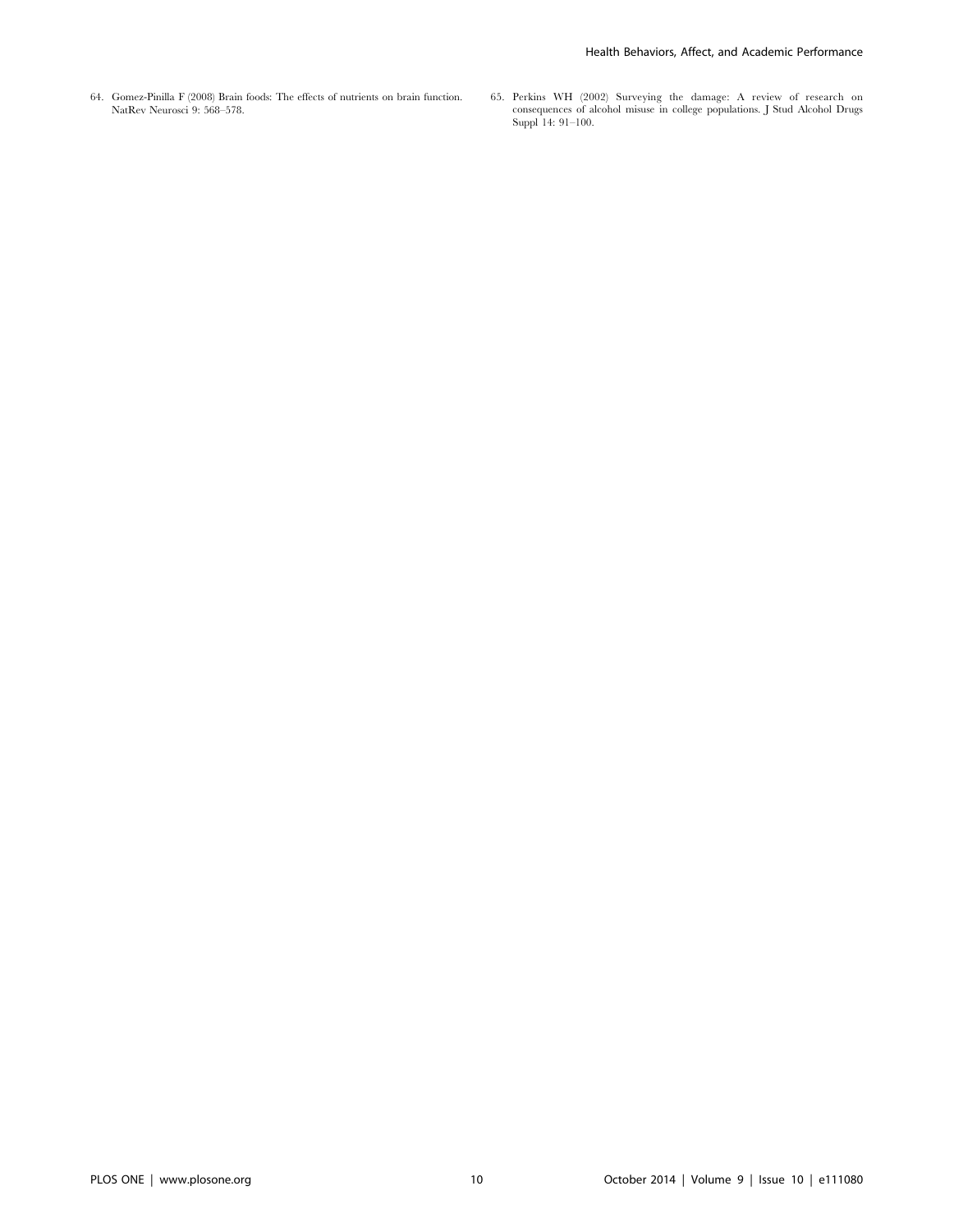64. Gomez-Pinilla F (2008) Brain foods: The effects of nutrients on brain function. NatRev Neurosci 9: 568–578.

65. Perkins WH (2002) Surveying the damage: A review of research on consequences of alcohol misuse in college populations. J Stud Alcohol Drugs Suppl 14: 91–100.